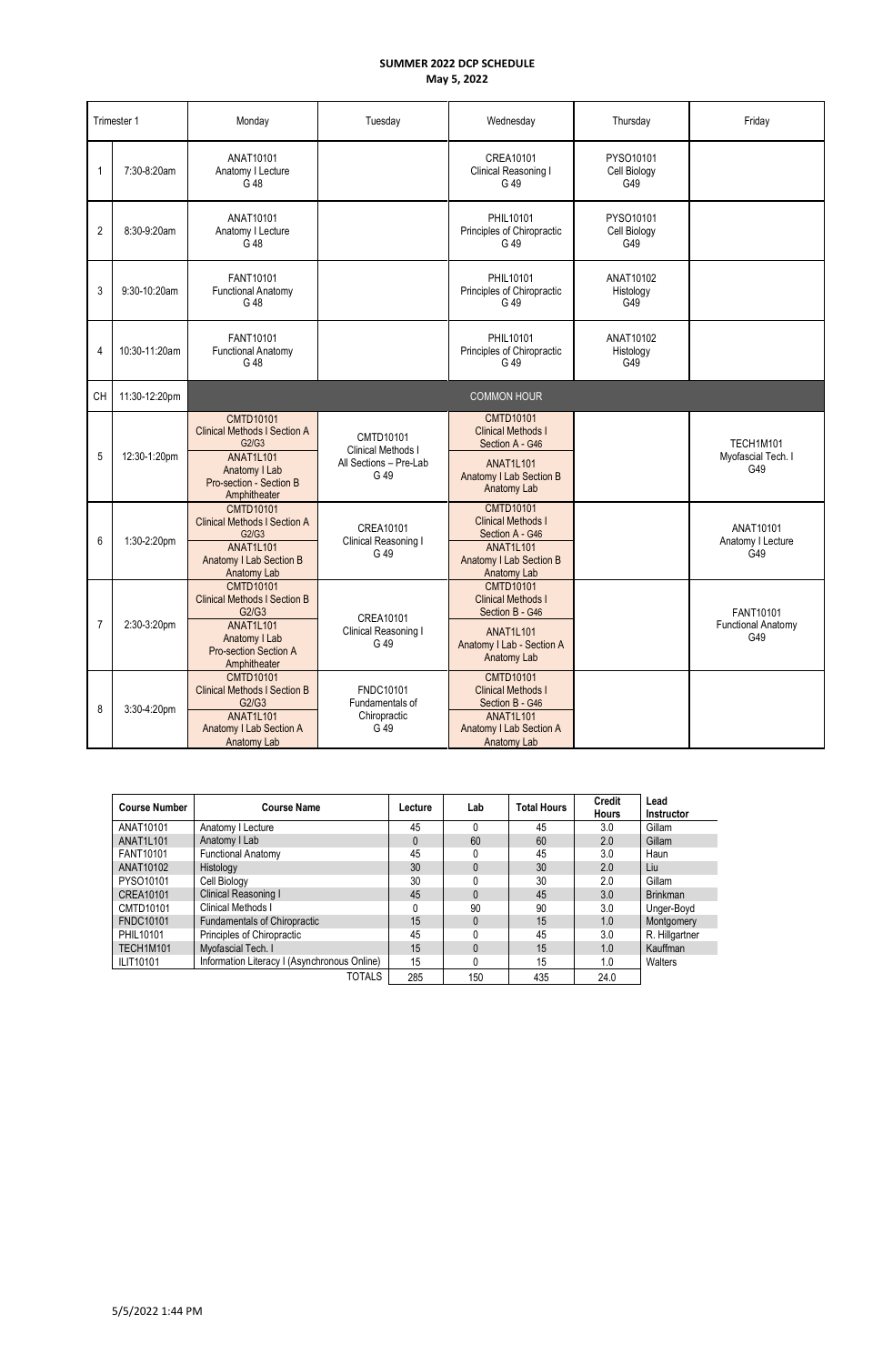# SUMMER 2022 DCP SCHEDULE

**May 5, 2022**

| Trimester 1 | | Monday | Tuesday | Wednesday | Thursday | Friday |
|---|---|---|---|---|---|---|
| 1 | 7:30-8:20am | ANAT10101 Anatomy I Lecture G 48 | | CREA10101 Clinical Reasoning I G 49 | PYSO10101 Cell Biology G49 | |
| 2 | 8:30-9:20am | ANAT10101 Anatomy I Lecture G 48 | | PHIL10101 Principles of Chiropractic G 49 | PYSO10101 Cell Biology G49 | |
| 3 | 9:30-10:20am | FANT10101 Functional Anatomy G 48 | | PHIL10101 Principles of Chiropractic G 49 | ANAT10102 Histology G49 | |
| 4 | 10:30-11:20am | FANT10101 Functional Anatomy G 48 | | PHIL10101 Principles of Chiropractic G 49 | ANAT10102 Histology G49 | |
| CH | 11:30-12:20pm | COMMON HOUR | | | | |
| 5 | 12:30-1:20pm | CMTD10101 Clinical Methods I Section A G2/G3<br>ANAT1L101 Anatomy I Lab Pro-section - Section B Amphitheater | CMTD10101 Clinical Methods I All Sections – Pre-Lab G 49 | CMTD10101 Clinical Methods I Section A - G46<br>ANAT1L101 Anatomy I Lab Section B Anatomy Lab | | TECH1M101 Myofascial Tech. I G49 |
| 6 | 1:30-2:20pm | CMTD10101 Clinical Methods I Section A G2/G3<br>ANAT1L101 Anatomy I Lab Section B Anatomy Lab | CREA10101 Clinical Reasoning I G 49 | CMTD10101 Clinical Methods I Section A - G46<br>ANAT1L101 Anatomy I Lab Section B Anatomy Lab | | ANAT10101 Anatomy I Lecture G49 |
| 7 | 2:30-3:20pm | CMTD10101 Clinical Methods I Section B G2/G3<br>ANAT1L101 Anatomy I Lab Pro-section Section A Amphitheater | CREA10101 Clinical Reasoning I G 49 | CMTD10101 Clinical Methods I Section B - G46<br>ANAT1L101 Anatomy I Lab - Section A Anatomy Lab | | FANT10101 Functional Anatomy G49 |
| 8 | 3:30-4:20pm | CMTD10101 Clinical Methods I Section B G2/G3<br>ANAT1L101 Anatomy I Lab Section A Anatomy Lab | FNDC10101 Fundamentals of Chiropractic G 49 | CMTD10101 Clinical Methods I Section B - G46<br>ANAT1L101 Anatomy I Lab Section A Anatomy Lab | | |

| Course Number | Course Name | Lecture | Lab | Total Hours | Credit Hours | Lead Instructor |
|---|---|---|---|---|---|---|
| ANAT10101 | Anatomy I Lecture | 45 | 0 | 45 | 3.0 | Gillam |
| ANAT1L101 | Anatomy I Lab | 0 | 60 | 60 | 2.0 | Gillam |
| FANT10101 | Functional Anatomy | 45 | 0 | 45 | 3.0 | Haun |
| ANAT10102 | Histology | 30 | 0 | 30 | 2.0 | Liu |
| PYSO10101 | Cell Biology | 30 | 0 | 30 | 2.0 | Gillam |
| CREA10101 | Clinical Reasoning I | 45 | 0 | 45 | 3.0 | Brinkman |
| CMTD10101 | Clinical Methods I | 0 | 90 | 90 | 3.0 | Unger-Boyd |
| FNDC10101 | Fundamentals of Chiropractic | 15 | 0 | 15 | 1.0 | Montgomery |
| PHIL10101 | Principles of Chiropractic | 45 | 0 | 45 | 3.0 | R. Hillgartner |
| TECH1M101 | Myofascial Tech. I | 15 | 0 | 15 | 1.0 | Kauffman |
| ILIT10101 | Information Literacy I (Asynchronous Online) | 15 | 0 | 15 | 1.0 | Walters |
| | TOTALS | 285 | 150 | 435 | 24.0 | |

5/5/2022 1:44 PM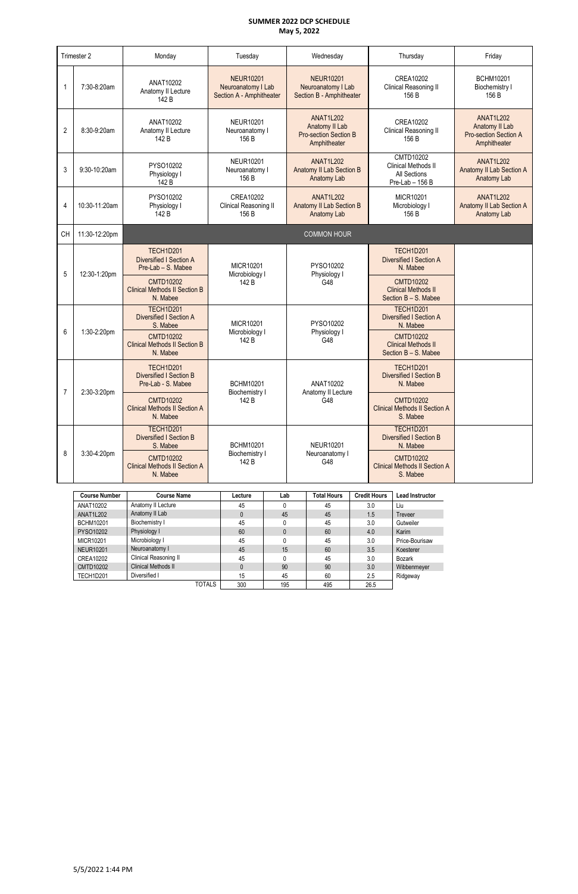**SUMMER 2022 DCP SCHEDULE**
**May 5, 2022**

| Trimester 2 | | Monday | Tuesday | Wednesday | Thursday | Friday |
|---|---|---|---|---|---|---|
| 1 | 7:30-8:20am | ANAT10202 Anatomy II Lecture 142 B | NEUR10201 Neuroanatomy I Lab Section A - Amphitheater | NEUR10201 Neuroanatomy I Lab Section B - Amphitheater | CREA10202 Clinical Reasoning II 156 B | BCHM10201 Biochemistry I 156 B |
| 2 | 8:30-9:20am | ANAT10202 Anatomy II Lecture 142 B | NEUR10201 Neuroanatomy I 156 B | ANAT1L202 Anatomy II Lab Pro-section Section B Amphitheater | CREA10202 Clinical Reasoning II 156 B | ANAT1L202 Anatomy II Lab Pro-section Section A Amphitheater |
| 3 | 9:30-10:20am | PYSO10202 Physiology I 142 B | NEUR10201 Neuroanatomy I 156 B | ANAT1L202 Anatomy II Lab Section B Anatomy Lab | CMTD10202 Clinical Methods II All Sections Pre-Lab – 156 B | ANAT1L202 Anatomy II Lab Section A Anatomy Lab |
| 4 | 10:30-11:20am | PYSO10202 Physiology I 142 B | CREA10202 Clinical Reasoning II 156 B | ANAT1L202 Anatomy II Lab Section B Anatomy Lab | MICR10201 Microbiology I 156 B | ANAT1L202 Anatomy II Lab Section A Anatomy Lab |
| CH | 11:30-12:20pm | COMMON HOUR | | | | |
| 5 | 12:30-1:20pm | TECH1D201 Diversified I Section A Pre-Lab – S. Mabee / CMTD10202 Clinical Methods II Section B N. Mabee | MICR10201 Microbiology I 142 B | PYSO10202 Physiology I G48 | TECH1D201 Diversified I Section A N. Mabee / CMTD10202 Clinical Methods II Section B – S. Mabee | |
| 6 | 1:30-2:20pm | TECH1D201 Diversified I Section A S. Mabee / CMTD10202 Clinical Methods II Section B N. Mabee | MICR10201 Microbiology I 142 B | PYSO10202 Physiology I G48 | TECH1D201 Diversified I Section A N. Mabee / CMTD10202 Clinical Methods II Section B – S. Mabee | |
| 7 | 2:30-3:20pm | TECH1D201 Diversified I Section B Pre-Lab - S. Mabee / CMTD10202 Clinical Methods II Section A N. Mabee | BCHM10201 Biochemistry I 142 B | ANAT10202 Anatomy II Lecture G48 | TECH1D201 Diversified I Section B N. Mabee / CMTD10202 Clinical Methods II Section A S. Mabee | |
| 8 | 3:30-4:20pm | TECH1D201 Diversified I Section B S. Mabee / CMTD10202 Clinical Methods II Section A N. Mabee | BCHM10201 Biochemistry I 142 B | NEUR10201 Neuroanatomy I G48 | TECH1D201 Diversified I Section B N. Mabee / CMTD10202 Clinical Methods II Section A S. Mabee | |

| Course Number | Course Name | Lecture | Lab | Total Hours | Credit Hours | Lead Instructor |
|---|---|---|---|---|---|---|
| ANAT10202 | Anatomy II Lecture | 45 | 0 | 45 | 3.0 | Liu |
| ANAT1L202 | Anatomy II Lab | 0 | 45 | 45 | 1.5 | Treveer |
| BCHM10201 | Biochemistry I | 45 | 0 | 45 | 3.0 | Gutweiler |
| PYSO10202 | Physiology I | 60 | 0 | 60 | 4.0 | Karim |
| MICR10201 | Microbiology I | 45 | 0 | 45 | 3.0 | Price-Bourisaw |
| NEUR10201 | Neuroanatomy I | 45 | 15 | 60 | 3.5 | Koesterer |
| CREA10202 | Clinical Reasoning II | 45 | 0 | 45 | 3.0 | Bozark |
| CMTD10202 | Clinical Methods II | 0 | 90 | 90 | 3.0 | Wibbenmeyer |
| TECH1D201 | Diversified I | 15 | 45 | 60 | 2.5 | Ridgeway |
| | TOTALS | 300 | 195 | 495 | 26.5 | |

5/5/2022 1:44 PM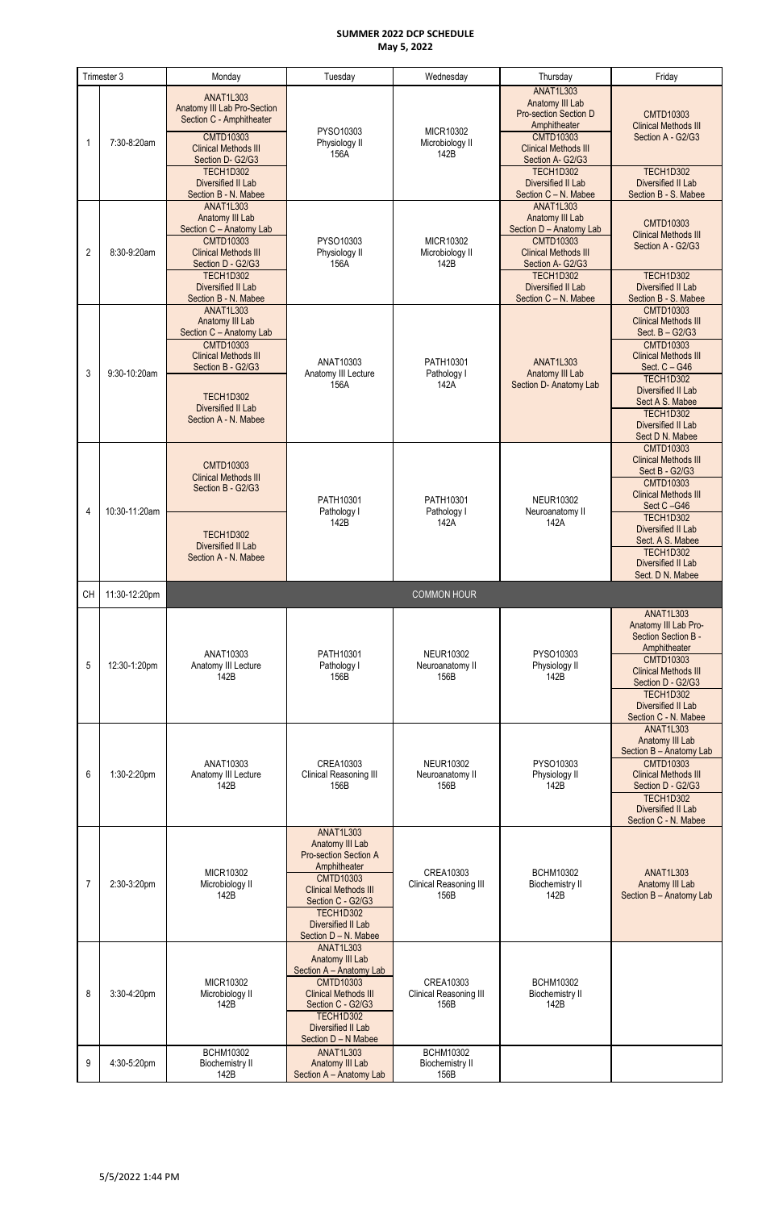**SUMMER 2022 DCP SCHEDULE**
**May 5, 2022**

| Trimester 3 | | Monday | Tuesday | Wednesday | Thursday | Friday |
|---|---|---|---|---|---|---|
| 1 | 7:30-8:20am | ANAT1L303 Anatomy III Lab Pro-Section Section C - Amphitheater; CMTD10303 Clinical Methods III Section D- G2/G3; TECH1D302 Diversified II Lab Section B - N. Mabee | PYSO10303 Physiology II 156A | MICR10302 Microbiology II 142B | ANAT1L303 Anatomy III Lab Pro-section Section D Amphitheater; CMTD10303 Clinical Methods III Section A- G2/G3; TECH1D302 Diversified II Lab Section C – N. Mabee | CMTD10303 Clinical Methods III Section A - G2/G3; TECH1D302 Diversified II Lab Section B - S. Mabee |
| 2 | 8:30-9:20am | ANAT1L303 Anatomy III Lab Section C – Anatomy Lab; CMTD10303 Clinical Methods III Section D - G2/G3; TECH1D302 Diversified II Lab Section B - N. Mabee | PYSO10303 Physiology II 156A | MICR10302 Microbiology II 142B | ANAT1L303 Anatomy III Lab Section D – Anatomy Lab; CMTD10303 Clinical Methods III Section A- G2/G3; TECH1D302 Diversified II Lab Section C – N. Mabee | CMTD10303 Clinical Methods III Section A - G2/G3; TECH1D302 Diversified II Lab Section B - S. Mabee |
| 3 | 9:30-10:20am | ANAT1L303 Anatomy III Lab Section C – Anatomy Lab; CMTD10303 Clinical Methods III Section B - G2/G3; TECH1D302 Diversified II Lab Section A - N. Mabee | ANAT10303 Anatomy III Lecture 156A | PATH10301 Pathology I 142A | ANAT1L303 Anatomy III Lab Section D- Anatomy Lab | CMTD10303 Clinical Methods III Sect. B – G2/G3; CMTD10303 Clinical Methods III Sect. C – G46; TECH1D302 Diversified II Lab Sect A S. Mabee; TECH1D302 Diversified II Lab Sect D N. Mabee |
| 4 | 10:30-11:20am | CMTD10303 Clinical Methods III Section B - G2/G3; TECH1D302 Diversified II Lab Section A - N. Mabee | PATH10301 Pathology I 142B | PATH10301 Pathology I 142A | NEUR10302 Neuroanatomy II 142A | CMTD10303 Clinical Methods III Sect B - G2/G3; CMTD10303 Clinical Methods III Sect C –G46; TECH1D302 Diversified II Lab Sect. A S. Mabee; TECH1D302 Diversified II Lab Sect. D N. Mabee |
| CH | 11:30-12:20pm | COMMON HOUR | | | | |
| 5 | 12:30-1:20pm | ANAT10303 Anatomy III Lecture 142B | PATH10301 Pathology I 156B | NEUR10302 Neuroanatomy II 156B | PYSO10303 Physiology II 142B | ANAT1L303 Anatomy III Lab Pro-Section Section B - Amphitheater; CMTD10303 Clinical Methods III Section D - G2/G3; TECH1D302 Diversified II Lab Section C - N. Mabee |
| 6 | 1:30-2:20pm | ANAT10303 Anatomy III Lecture 142B | CREA10303 Clinical Reasoning III 156B | NEUR10302 Neuroanatomy II 156B | PYSO10303 Physiology II 142B | ANAT1L303 Anatomy III Lab Section B – Anatomy Lab; CMTD10303 Clinical Methods III Section D - G2/G3; TECH1D302 Diversified II Lab Section C - N. Mabee |
| 7 | 2:30-3:20pm | MICR10302 Microbiology II 142B | ANAT1L303 Anatomy III Lab Pro-section Section A Amphitheater; CMTD10303 Clinical Methods III Section C - G2/G3; TECH1D302 Diversified II Lab Section D – N. Mabee | CREA10303 Clinical Reasoning III 156B | BCHM10302 Biochemistry II 142B | ANAT1L303 Anatomy III Lab Section B – Anatomy Lab |
| 8 | 3:30-4:20pm | MICR10302 Microbiology II 142B | ANAT1L303 Anatomy III Lab Section A – Anatomy Lab; CMTD10303 Clinical Methods III Section C - G2/G3; TECH1D302 Diversified II Lab Section D – N Mabee | CREA10303 Clinical Reasoning III 156B | BCHM10302 Biochemistry II 142B | |
| 9 | 4:30-5:20pm | BCHM10302 Biochemistry II 142B | ANAT1L303 Anatomy III Lab Section A – Anatomy Lab | BCHM10302 Biochemistry II 156B | | |

5/5/2022 1:44 PM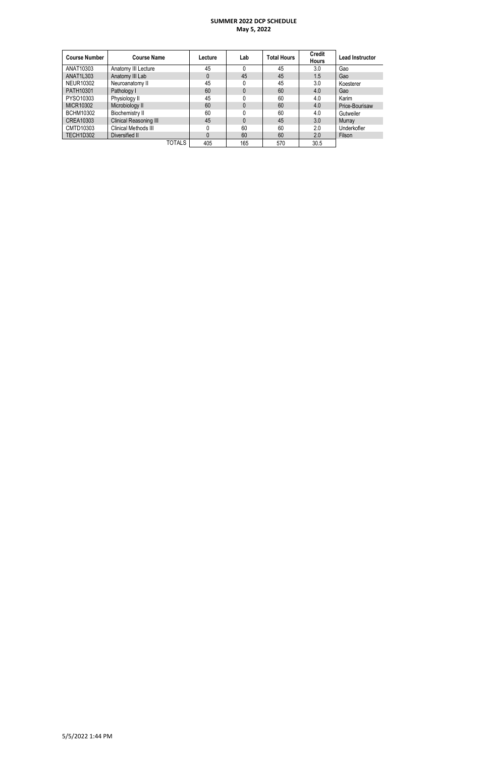**SUMMER 2022 DCP SCHEDULE**
**May 5, 2022**

| Course Number | Course Name | Lecture | Lab | Total Hours | Credit Hours | Lead Instructor |
|---|---|---|---|---|---|---|
| ANAT10303 | Anatomy III Lecture | 45 | 0 | 45 | 3.0 | Gao |
| ANAT1L303 | Anatomy III Lab | 0 | 45 | 45 | 1.5 | Gao |
| NEUR10302 | Neuroanatomy II | 45 | 0 | 45 | 3.0 | Koesterer |
| PATH10301 | Pathology I | 60 | 0 | 60 | 4.0 | Gao |
| PYSO10303 | Physiology II | 45 | 0 | 60 | 4.0 | Karim |
| MICR10302 | Microbiology II | 60 | 0 | 60 | 4.0 | Price-Bourisaw |
| BCHM10302 | Biochemistry II | 60 | 0 | 60 | 4.0 | Gutweiler |
| CREA10303 | Clinical Reasoning III | 45 | 0 | 45 | 3.0 | Murray |
| CMTD10303 | Clinical Methods III | 0 | 60 | 60 | 2.0 | Underkofler |
| TECH1D302 | Diversified II | 0 | 60 | 60 | 2.0 | Filson |
| | TOTALS | 405 | 165 | 570 | 30.5 | |

5/5/2022 1:44 PM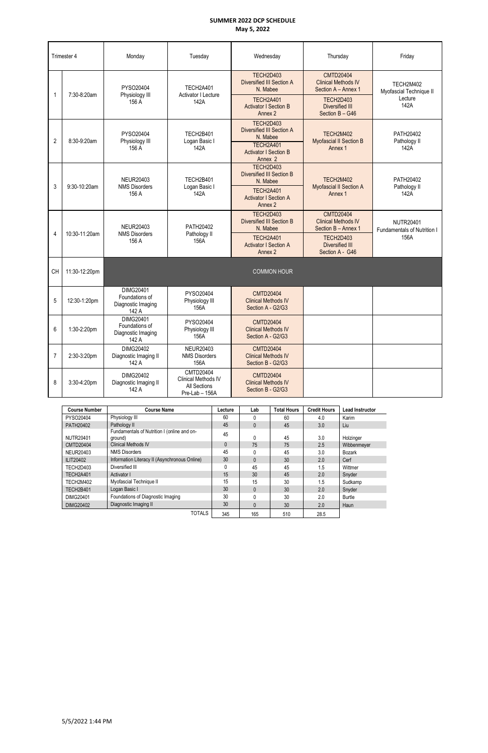# SUMMER 2022 DCP SCHEDULE

**May 5, 2022**

| Trimester 4 | | Monday | Tuesday | Wednesday | Thursday | Friday |
|---|---|---|---|---|---|---|
| 1 | 7:30-8:20am | PYSO20404 Physiology III 156 A | TECH2A401 Activator I Lecture 142A | TECH2D403 Diversified III Section A N. Mabee<br>TECH2A401 Activator I Section B Annex 2 | CMTD20404 Clinical Methods IV Section A – Annex 1<br>TECH2D403 Diversified III Section B – G46 | TECH2M402 Myofascial Technique II Lecture 142A |
| 2 | 8:30-9:20am | PYSO20404 Physiology III 156 A | TECH2B401 Logan Basic I 142A | TECH2D403 Diversified III Section A N. Mabee<br>TECH2A401 Activator I Section B Annex 2 | TECH2M402 Myofascial II Section B Annex 1 | PATH20402 Pathology II 142A |
| 3 | 9:30-10:20am | NEUR20403 NMS Disorders 156 A | TECH2B401 Logan Basic I 142A | TECH2D403 Diversified III Section B N. Mabee<br>TECH2A401 Activator I Section A Annex 2 | TECH2M402 Myofascial II Section A Annex 1 | PATH20402 Pathology II 142A |
| 4 | 10:30-11:20am | NEUR20403 NMS Disorders 156 A | PATH20402 Pathology II 156A | TECH2D403 Diversified III Section B N. Mabee<br>TECH2A401 Activator I Section A Annex 2 | CMTD20404 Clinical Methods IV Section B – Annex 1<br>TECH2D403 Diversified III Section A - G46 | NUTR20401 Fundamentals of Nutrition I 156A |
| CH | 11:30-12:20pm | COMMON HOUR | | | | |
| 5 | 12:30-1:20pm | DIMG20401 Foundations of Diagnostic Imaging 142 A | PYSO20404 Physiology III 156A | CMTD20404 Clinical Methods IV Section A - G2/G3 | | |
| 6 | 1:30-2:20pm | DIMG20401 Foundations of Diagnostic Imaging 142 A | PYSO20404 Physiology III 156A | CMTD20404 Clinical Methods IV Section A - G2/G3 | | |
| 7 | 2:30-3:20pm | DIMG20402 Diagnostic Imaging II 142 A | NEUR20403 NMS Disorders 156A | CMTD20404 Clinical Methods IV Section B - G2/G3 | | |
| 8 | 3:30-4:20pm | DIMG20402 Diagnostic Imaging II 142 A | CMTD20404 Clinical Methods IV All Sections Pre-Lab – 156A | CMTD20404 Clinical Methods IV Section B - G2/G3 | | |

| Course Number | Course Name | Lecture | Lab | Total Hours | Credit Hours | Lead Instructor |
|---|---|---|---|---|---|---|
| PYSO20404 | Physiology III | 60 | 0 | 60 | 4.0 | Karim |
| PATH20402 | Pathology II | 45 | 0 | 45 | 3.0 | Liu |
| NUTR20401 | Fundamentals of Nutrition I (online and on-ground) | 45 | 0 | 45 | 3.0 | Holzinger |
| CMTD20404 | Clinical Methods IV | 0 | 75 | 75 | 2.5 | Wibbenmeyer |
| NEUR20403 | NMS Disorders | 45 | 0 | 45 | 3.0 | Bozark |
| ILIT20402 | Information Literacy II (Asynchronous Online) | 30 | 0 | 30 | 2.0 | Cerf |
| TECH2D403 | Diversified III | 0 | 45 | 45 | 1.5 | Wittmer |
| TECH2A401 | Activator I | 15 | 30 | 45 | 2.0 | Snyder |
| TECH2M402 | Myofascial Technique II | 15 | 15 | 30 | 1.5 | Sudkamp |
| TECH2B401 | Logan Basic I | 30 | 0 | 30 | 2.0 | Snyder |
| DIMG20401 | Foundations of Diagnostic Imaging | 30 | 0 | 30 | 2.0 | Burtle |
| DIMG20402 | Diagnostic Imaging II | 30 | 0 | 30 | 2.0 | Haun |
| | TOTALS | 345 | 165 | 510 | 28.5 | |

5/5/2022 1:44 PM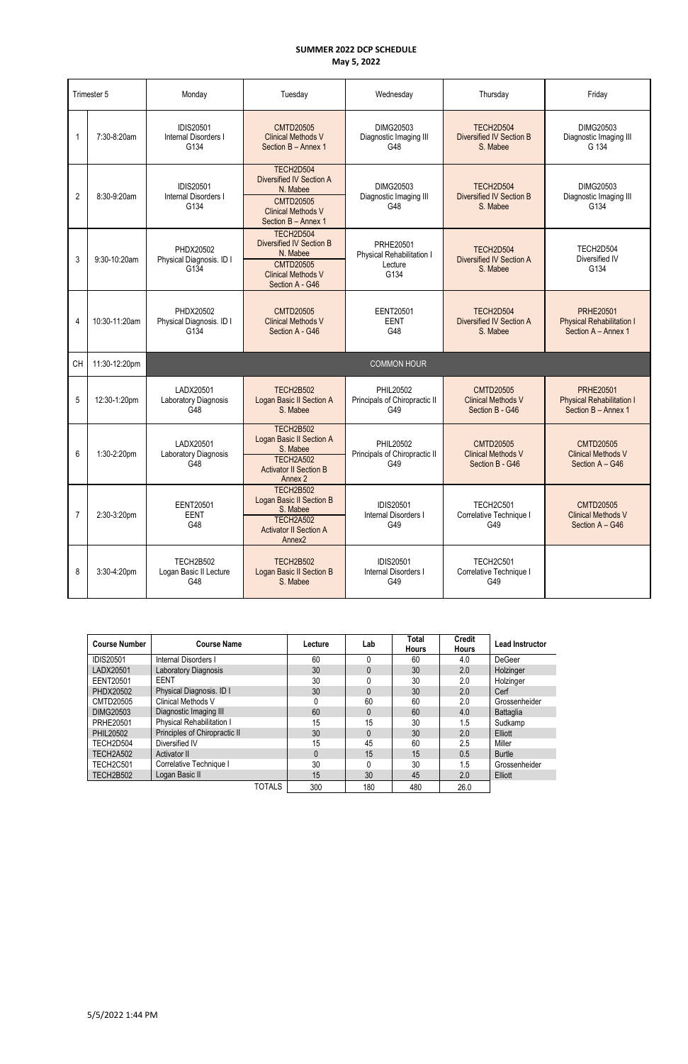**SUMMER 2022 DCP SCHEDULE**
**May 5, 2022**

| Trimester 5 | | Monday | Tuesday | Wednesday | Thursday | Friday |
|---|---|---|---|---|---|---|
| 1 | 7:30-8:20am | IDIS20501 Internal Disorders I G134 | CMTD20505 Clinical Methods V Section B – Annex 1 | DIMG20503 Diagnostic Imaging III G48 | TECH2D504 Diversified IV Section B S. Mabee | DIMG20503 Diagnostic Imaging III G 134 |
| 2 | 8:30-9:20am | IDIS20501 Internal Disorders I G134 | TECH2D504 Diversified IV Section A N. Mabee; CMTD20505 Clinical Methods V Section B – Annex 1 | DIMG20503 Diagnostic Imaging III G48 | TECH2D504 Diversified IV Section B S. Mabee | DIMG20503 Diagnostic Imaging III G134 |
| 3 | 9:30-10:20am | PHDX20502 Physical Diagnosis. ID I G134 | TECH2D504 Diversified IV Section B N. Mabee; CMTD20505 Clinical Methods V Section A - G46 | PRHE20501 Physical Rehabilitation I Lecture G134 | TECH2D504 Diversified IV Section A S. Mabee | TECH2D504 Diversified IV G134 |
| 4 | 10:30-11:20am | PHDX20502 Physical Diagnosis. ID I G134 | CMTD20505 Clinical Methods V Section A - G46 | EENT20501 EENT G48 | TECH2D504 Diversified IV Section A S. Mabee | PRHE20501 Physical Rehabilitation I Section A – Annex 1 |
| CH | 11:30-12:20pm | COMMON HOUR | | | | |
| 5 | 12:30-1:20pm | LADX20501 Laboratory Diagnosis G48 | TECH2B502 Logan Basic II Section A S. Mabee | PHIL20502 Principals of Chiropractic II G49 | CMTD20505 Clinical Methods V Section B - G46 | PRHE20501 Physical Rehabilitation I Section B – Annex 1 |
| 6 | 1:30-2:20pm | LADX20501 Laboratory Diagnosis G48 | TECH2B502 Logan Basic II Section A S. Mabee; TECH2A502 Activator II Section B Annex 2 | PHIL20502 Principals of Chiropractic II G49 | CMTD20505 Clinical Methods V Section B - G46 | CMTD20505 Clinical Methods V Section A – G46 |
| 7 | 2:30-3:20pm | EENT20501 EENT G48 | TECH2B502 Logan Basic II Section B S. Mabee; TECH2A502 Activator II Section A Annex2 | IDIS20501 Internal Disorders I G49 | TECH2C501 Correlative Technique I G49 | CMTD20505 Clinical Methods V Section A – G46 |
| 8 | 3:30-4:20pm | TECH2B502 Logan Basic II Lecture G48 | TECH2B502 Logan Basic II Section B S. Mabee | IDIS20501 Internal Disorders I G49 | TECH2C501 Correlative Technique I G49 | |

| Course Number | Course Name | Lecture | Lab | Total Hours | Credit Hours | Lead Instructor |
|---|---|---|---|---|---|---|
| IDIS20501 | Internal Disorders I | 60 | 0 | 60 | 4.0 | DeGeer |
| LADX20501 | Laboratory Diagnosis | 30 | 0 | 30 | 2.0 | Holzinger |
| EENT20501 | EENT | 30 | 0 | 30 | 2.0 | Holzinger |
| PHDX20502 | Physical Diagnosis. ID I | 30 | 0 | 30 | 2.0 | Cerf |
| CMTD20505 | Clinical Methods V | 0 | 60 | 60 | 2.0 | Grossenheider |
| DIMG20503 | Diagnostic Imaging III | 60 | 0 | 60 | 4.0 | Battaglia |
| PRHE20501 | Physical Rehabilitation I | 15 | 15 | 30 | 1.5 | Sudkamp |
| PHIL20502 | Principles of Chiropractic II | 30 | 0 | 30 | 2.0 | Elliott |
| TECH2D504 | Diversified IV | 15 | 45 | 60 | 2.5 | Miller |
| TECH2A502 | Activator II | 0 | 15 | 15 | 0.5 | Burtle |
| TECH2C501 | Correlative Technique I | 30 | 0 | 30 | 1.5 | Grossenheider |
| TECH2B502 | Logan Basic II | 15 | 30 | 45 | 2.0 | Elliott |
| | TOTALS | 300 | 180 | 480 | 26.0 | |

5/5/2022 1:44 PM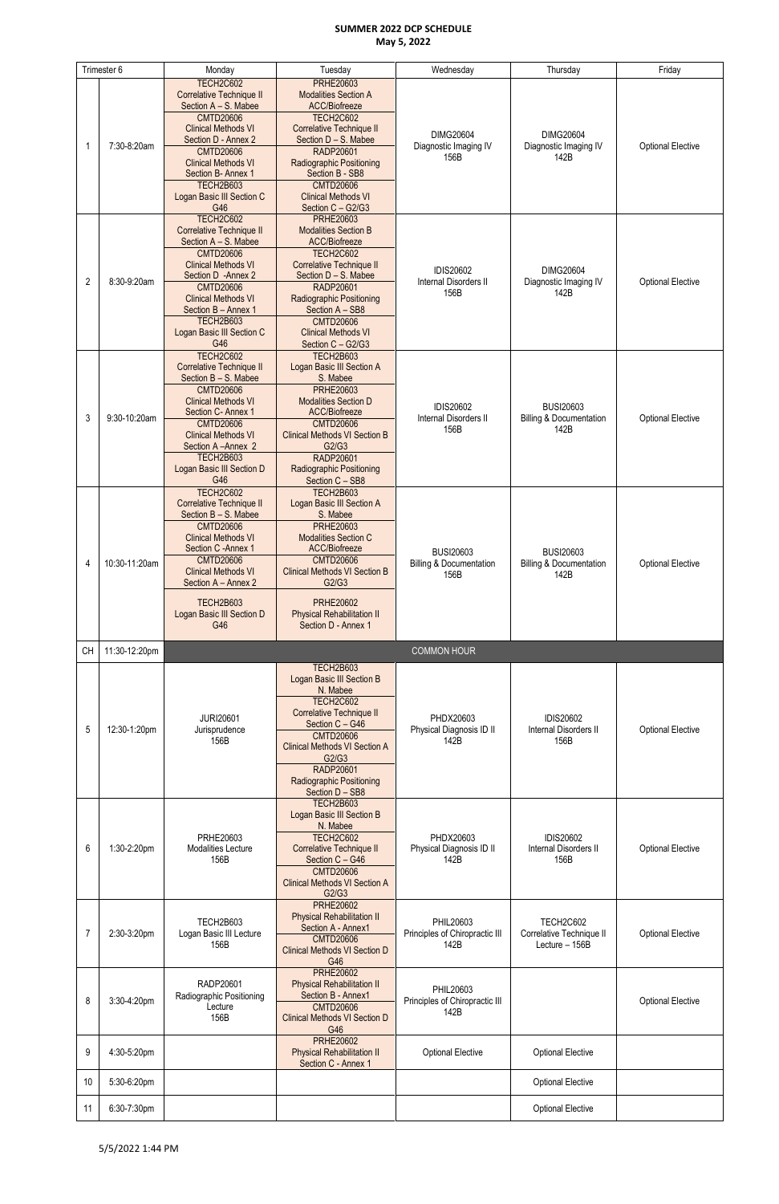# SUMMER 2022 DCP SCHEDULE
**May 5, 2022**

| Trimester 6 | | Monday | Tuesday | Wednesday | Thursday | Friday |
|---|---|---|---|---|---|---|
| 1 | 7:30-8:20am | TECH2C602 Correlative Technique II Section A – S. Mabee<br>CMTD20606 Clinical Methods VI Section D - Annex 2<br>CMTD20606 Clinical Methods VI Section B- Annex 1<br>TECH2B603 Logan Basic III Section C G46 | PRHE20603 Modalities Section A ACC/Biofreeze<br>TECH2C602 Correlative Technique II Section D – S. Mabee<br>RADP20601 Radiographic Positioning Section B - SB8<br>CMTD20606 Clinical Methods VI Section C – G2/G3 | DIMG20604 Diagnostic Imaging IV 156B | DIMG20604 Diagnostic Imaging IV 142B | Optional Elective |
| 2 | 8:30-9:20am | TECH2C602 Correlative Technique II Section A – S. Mabee<br>CMTD20606 Clinical Methods VI Section D -Annex 2<br>CMTD20606 Clinical Methods VI Section B – Annex 1<br>TECH2B603 Logan Basic III Section C G46 | PRHE20603 Modalities Section B ACC/Biofreeze<br>TECH2C602 Correlative Technique II Section D – S. Mabee<br>RADP20601 Radiographic Positioning Section A – SB8<br>CMTD20606 Clinical Methods VI Section C – G2/G3 | IDIS20602 Internal Disorders II 156B | DIMG20604 Diagnostic Imaging IV 142B | Optional Elective |
| 3 | 9:30-10:20am | TECH2C602 Correlative Technique II Section B – S. Mabee<br>CMTD20606 Clinical Methods VI Section C- Annex 1<br>CMTD20606 Clinical Methods VI Section A –Annex 2<br>TECH2B603 Logan Basic III Section D G46 | TECH2B603 Logan Basic III Section A S. Mabee<br>PRHE20603 Modalities Section D ACC/Biofreeze<br>CMTD20606 Clinical Methods VI Section B G2/G3<br>RADP20601 Radiographic Positioning Section C – SB8 | IDIS20602 Internal Disorders II 156B | BUSI20603 Billing & Documentation 142B | Optional Elective |
| 4 | 10:30-11:20am | TECH2C602 Correlative Technique II Section B – S. Mabee<br>CMTD20606 Clinical Methods VI Section C -Annex 1<br>CMTD20606 Clinical Methods VI Section A – Annex 2<br>TECH2B603 Logan Basic III Section D G46 | TECH2B603 Logan Basic III Section A S. Mabee<br>PRHE20603 Modalities Section C ACC/Biofreeze<br>CMTD20606 Clinical Methods VI Section B G2/G3<br>PRHE20602 Physical Rehabilitation II Section D - Annex 1 | BUSI20603 Billing & Documentation 156B | BUSI20603 Billing & Documentation 142B | Optional Elective |
| CH | 11:30-12:20pm | COMMON HOUR | | | | |
| 5 | 12:30-1:20pm | JURI20601 Jurisprudence 156B | TECH2B603 Logan Basic III Section B N. Mabee<br>TECH2C602 Correlative Technique II Section C – G46<br>CMTD20606 Clinical Methods VI Section A G2/G3<br>RADP20601 Radiographic Positioning Section D – SB8 | PHDX20603 Physical Diagnosis ID II 142B | IDIS20602 Internal Disorders II 156B | Optional Elective |
| 6 | 1:30-2:20pm | PRHE20603 Modalities Lecture 156B | TECH2B603 Logan Basic III Section B N. Mabee<br>TECH2C602 Correlative Technique II Section C – G46<br>CMTD20606 Clinical Methods VI Section A G2/G3 | PHDX20603 Physical Diagnosis ID II 142B | IDIS20602 Internal Disorders II 156B | Optional Elective |
| 7 | 2:30-3:20pm | TECH2B603 Logan Basic III Lecture 156B | PRHE20602 Physical Rehabilitation II Section A - Annex1<br>CMTD20606 Clinical Methods VI Section D G46 | PHIL20603 Principles of Chiropractic III 142B | TECH2C602 Correlative Technique II Lecture – 156B | Optional Elective |
| 8 | 3:30-4:20pm | RADP20601 Radiographic Positioning Lecture 156B | PRHE20602 Physical Rehabilitation II Section B - Annex1<br>CMTD20606 Clinical Methods VI Section D G46 | PHIL20603 Principles of Chiropractic III 142B | | Optional Elective |
| 9 | 4:30-5:20pm | | PRHE20602 Physical Rehabilitation II Section C - Annex 1 | Optional Elective | Optional Elective | |
| 10 | 5:30-6:20pm | | | | Optional Elective | |
| 11 | 6:30-7:30pm | | | | Optional Elective | |

5/5/2022 1:44 PM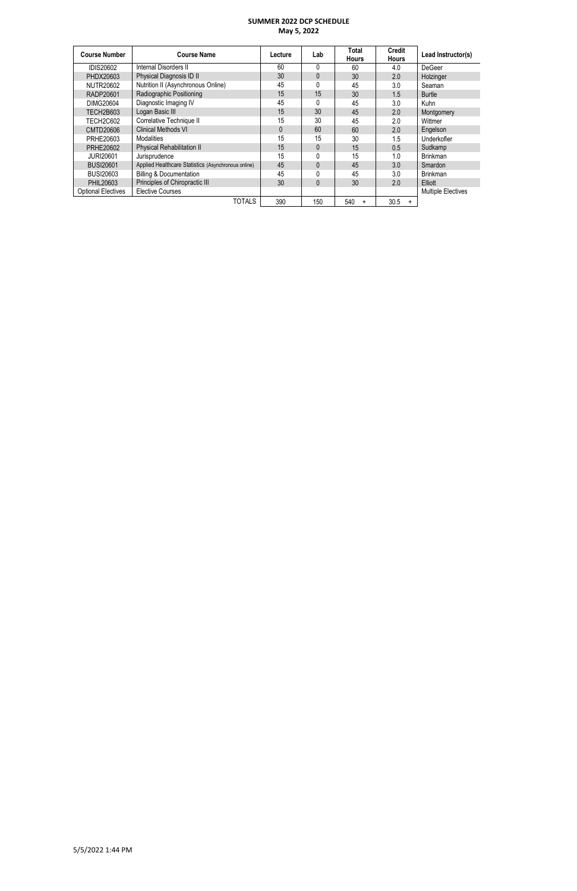**SUMMER 2022 DCP SCHEDULE**
**May 5, 2022**

| Course Number | Course Name | Lecture | Lab | Total Hours | Credit Hours | Lead Instructor(s) |
|---|---|---|---|---|---|---|
| IDIS20602 | Internal Disorders II | 60 | 0 | 60 | 4.0 | DeGeer |
| PHDX20603 | Physical Diagnosis ID II | 30 | 0 | 30 | 2.0 | Holzinger |
| NUTR20602 | Nutrition II (Asynchronous Online) | 45 | 0 | 45 | 3.0 | Seaman |
| RADP20601 | Radiographic Positioning | 15 | 15 | 30 | 1.5 | Burtle |
| DIMG20604 | Diagnostic Imaging IV | 45 | 0 | 45 | 3.0 | Kuhn |
| TECH2B603 | Logan Basic III | 15 | 30 | 45 | 2.0 | Montgomery |
| TECH2C602 | Correlative Technique II | 15 | 30 | 45 | 2.0 | Wittmer |
| CMTD20606 | Clinical Methods VI | 0 | 60 | 60 | 2.0 | Engelson |
| PRHE20603 | Modalities | 15 | 15 | 30 | 1.5 | Underkofler |
| PRHE20602 | Physical Rehabilitation II | 15 | 0 | 15 | 0.5 | Sudkamp |
| JURI20601 | Jurisprudence | 15 | 0 | 15 | 1.0 | Brinkman |
| BUSI20601 | Applied Healthcare Statistics (Asynchronous online) | 45 | 0 | 45 | 3.0 | Smardon |
| BUSI20603 | Billing & Documentation | 45 | 0 | 45 | 3.0 | Brinkman |
| PHIL20603 | Principles of Chiropractic III | 30 | 0 | 30 | 2.0 | Elliott |
| Optional Electives | Elective Courses | | | | | Multiple Electives |
| | TOTALS | 390 | 150 | 540 + | 30.5 + | |

5/5/2022 1:44 PM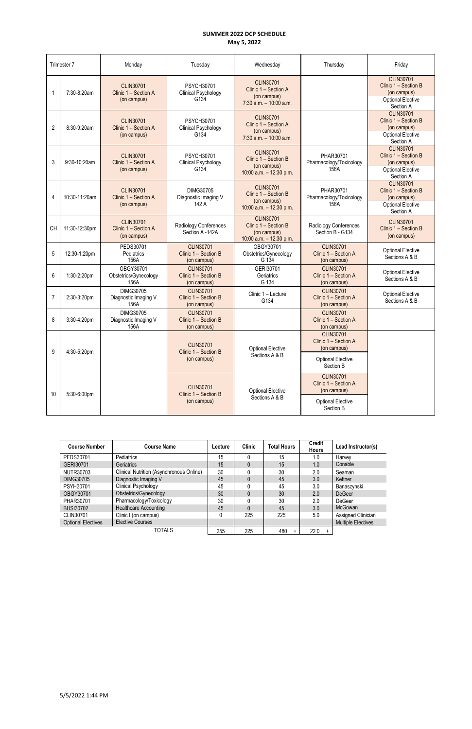**SUMMER 2022 DCP SCHEDULE**
**May 5, 2022**

| Trimester 7 | | Monday | Tuesday | Wednesday | Thursday | Friday |
|---|---|---|---|---|---|---|
| 1 | 7:30-8:20am | CLIN30701 Clinic 1 – Section A (on campus) | PSYCH30701 Clinical Psychology G134 | CLIN30701 Clinic 1 – Section A (on campus) 7:30 a.m. – 10:00 a.m. | | CLIN30701 Clinic 1 – Section B (on campus) / Optional Elective Section A |
| 2 | 8:30-9:20am | CLIN30701 Clinic 1 – Section A (on campus) | PSYCH30701 Clinical Psychology G134 | CLIN30701 Clinic 1 – Section A (on campus) 7:30 a.m. – 10:00 a.m. | | CLIN30701 Clinic 1 – Section B (on campus) / Optional Elective Section A |
| 3 | 9:30-10:20am | CLIN30701 Clinic 1 – Section A (on campus) | PSYCH30701 Clinical Psychology G134 | CLIN30701 Clinic 1 – Section B (on campus) 10:00 a.m. – 12:30 p.m. | PHAR30701 Pharmacology/Toxicology 156A | CLIN30701 Clinic 1 – Section B (on campus) / Optional Elective Section A |
| 4 | 10:30-11:20am | CLIN30701 Clinic 1 – Section A (on campus) | DIMG30705 Diagnostic Imaging V 142 A | CLIN30701 Clinic 1 – Section B (on campus) 10:00 a.m. – 12:30 p.m. | PHAR30701 Pharmacology/Toxicology 156A | CLIN30701 Clinic 1 – Section B (on campus) / Optional Elective Section A |
| CH | 11:30-12:30pm | CLIN30701 Clinic 1 – Section A (on campus) | Radiology Conferences Section A -142A | CLIN30701 Clinic 1 – Section B (on campus) 10:00 a.m. – 12:30 p.m. | Radiology Conferences Section B - G134 | CLIN30701 Clinic 1 – Section B (on campus) |
| 5 | 12:30-1:20pm | PEDS30701 Pediatrics 156A | CLIN30701 Clinic 1 – Section B (on campus) | OBGY30701 Obstetrics/Gynecology G 134 | CLIN30701 Clinic 1 – Section A (on campus) | Optional Elective Sections A & B |
| 6 | 1:30-2:20pm | OBGY30701 Obstetrics/Gynecology 156A | CLIN30701 Clinic 1 – Section B (on campus) | GERI30701 Geriatrics G 134 | CLIN30701 Clinic 1 – Section A (on campus) | Optional Elective Sections A & B |
| 7 | 2:30-3:20pm | DIMG30705 Diagnostic Imaging V 156A | CLIN30701 Clinic 1 – Section B (on campus) | Clinic 1 – Lecture G134 | CLIN30701 Clinic 1 – Section A (on campus) | Optional Elective Sections A & B |
| 8 | 3:30-4:20pm | DIMG30705 Diagnostic Imaging V 156A | CLIN30701 Clinic 1 – Section B (on campus) | | CLIN30701 Clinic 1 – Section A (on campus) | |
| 9 | 4:30-5:20pm | | CLIN30701 Clinic 1 – Section B (on campus) | Optional Elective Sections A & B | CLIN30701 Clinic 1 – Section A (on campus) / Optional Elective Section B | |
| 10 | 5:30-6:00pm | | CLIN30701 Clinic 1 – Section B (on campus) | Optional Elective Sections A & B | CLIN30701 Clinic 1 – Section A (on campus) / Optional Elective Section B | |

| Course Number | Course Name | Lecture | Clinic | Total Hours | Credit Hours | Lead Instructor(s) |
|---|---|---|---|---|---|---|
| PEDS30701 | Pediatrics | 15 | 0 | 15 | 1.0 | Harvey |
| GERI30701 | Geriatrics | 15 | 0 | 15 | 1.0 | Conable |
| NUTR30703 | Clinical Nutrition (Asynchronous Online) | 30 | 0 | 30 | 2.0 | Seaman |
| DIMG30705 | Diagnostic Imaging V | 45 | 0 | 45 | 3.0 | Kettner |
| PSYH30701 | Clinical Psychology | 45 | 0 | 45 | 3.0 | Banaszynski |
| OBGY30701 | Obstetrics/Gynecology | 30 | 0 | 30 | 2.0 | DeGeer |
| PHAR30701 | Pharmacology/Toxicology | 30 | 0 | 30 | 2.0 | DeGeer |
| BUSI30702 | Healthcare Accounting | 45 | 0 | 45 | 3.0 | McGowan |
| CLIN30701 | Clinic I (on campus) | 0 | 225 | 225 | 5.0 | Assigned Clinician |
| Optional Electives | Elective Courses | | | | | Multiple Electives |
| | TOTALS | 255 | 225 | 480 + | 22.0 + | |

5/5/2022 1:44 PM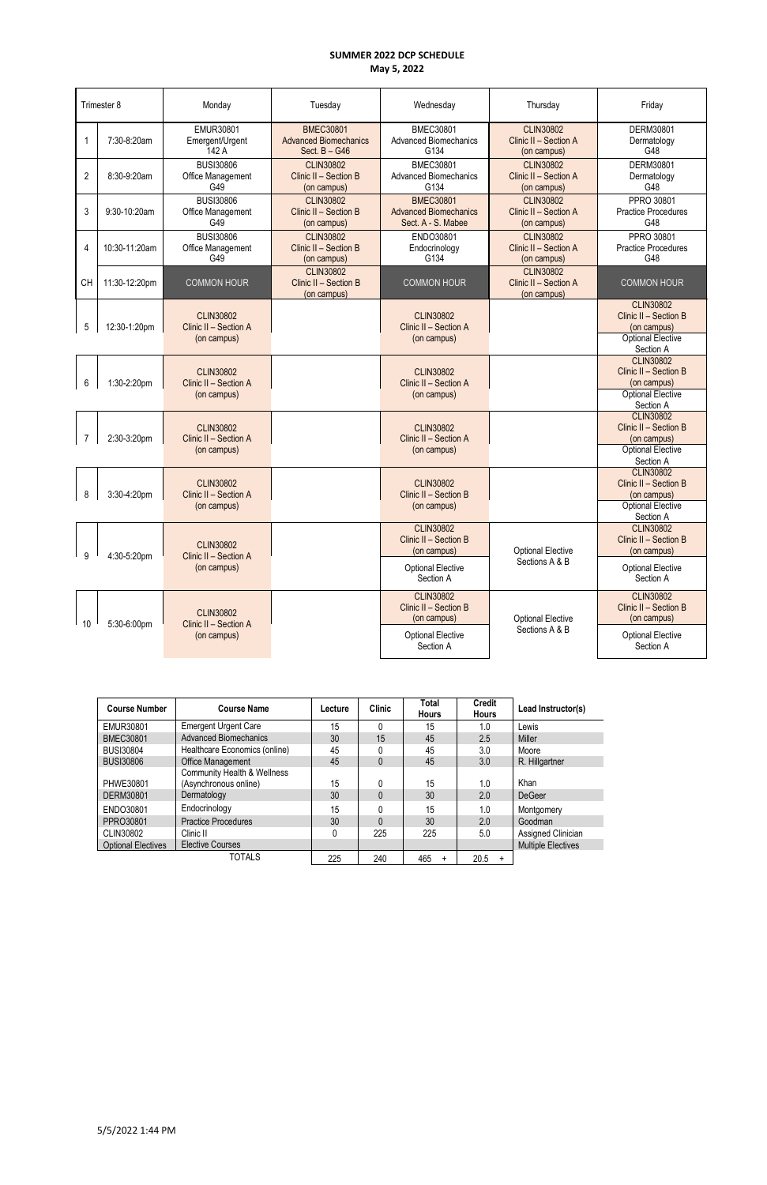# SUMMER 2022 DCP SCHEDULE

**May 5, 2022**

| Trimester 8 | | Monday | Tuesday | Wednesday | Thursday | Friday |
|---|---|---|---|---|---|---|
| 1 | 7:30-8:20am | EMUR30801 Emergent/Urgent 142 A | BMEC30801 Advanced Biomechanics Sect. B – G46 | BMEC30801 Advanced Biomechanics G134 | CLIN30802 Clinic II – Section A (on campus) | DERM30801 Dermatology G48 |
| 2 | 8:30-9:20am | BUSI30806 Office Management G49 | CLIN30802 Clinic II – Section B (on campus) | BMEC30801 Advanced Biomechanics G134 | CLIN30802 Clinic II – Section A (on campus) | DERM30801 Dermatology G48 |
| 3 | 9:30-10:20am | BUSI30806 Office Management G49 | CLIN30802 Clinic II – Section B (on campus) | BMEC30801 Advanced Biomechanics Sect. A - S. Mabee | CLIN30802 Clinic II – Section A (on campus) | PPRO 30801 Practice Procedures G48 |
| 4 | 10:30-11:20am | BUSI30806 Office Management G49 | CLIN30802 Clinic II – Section B (on campus) | ENDO30801 Endocrinology G134 | CLIN30802 Clinic II – Section A (on campus) | PPRO 30801 Practice Procedures G48 |
| CH | 11:30-12:20pm | COMMON HOUR | CLIN30802 Clinic II – Section B (on campus) | COMMON HOUR | CLIN30802 Clinic II – Section A (on campus) | COMMON HOUR |
| 5 | 12:30-1:20pm | CLIN30802 Clinic II – Section A (on campus) | | CLIN30802 Clinic II – Section A (on campus) | | CLIN30802 Clinic II – Section B (on campus) / Optional Elective Section A |
| 6 | 1:30-2:20pm | CLIN30802 Clinic II – Section A (on campus) | | CLIN30802 Clinic II – Section A (on campus) | | CLIN30802 Clinic II – Section B (on campus) / Optional Elective Section A |
| 7 | 2:30-3:20pm | CLIN30802 Clinic II – Section A (on campus) | | CLIN30802 Clinic II – Section A (on campus) | | CLIN30802 Clinic II – Section B (on campus) / Optional Elective Section A |
| 8 | 3:30-4:20pm | CLIN30802 Clinic II – Section A (on campus) | | CLIN30802 Clinic II – Section B (on campus) | | CLIN30802 Clinic II – Section B (on campus) / Optional Elective Section A |
| 9 | 4:30-5:20pm | CLIN30802 Clinic II – Section A (on campus) | | CLIN30802 Clinic II – Section B (on campus) / Optional Elective Section A | Optional Elective Sections A & B | CLIN30802 Clinic II – Section B (on campus) / Optional Elective Section A |
| 10 | 5:30-6:00pm | CLIN30802 Clinic II – Section A (on campus) | | CLIN30802 Clinic II – Section B (on campus) / Optional Elective Section A | Optional Elective Sections A & B | CLIN30802 Clinic II – Section B (on campus) / Optional Elective Section A |

| Course Number | Course Name | Lecture | Clinic | Total Hours | Credit Hours | Lead Instructor(s) |
|---|---|---|---|---|---|---|
| EMUR30801 | Emergent Urgent Care | 15 | 0 | 15 | 1.0 | Lewis |
| BMEC30801 | Advanced Biomechanics | 30 | 15 | 45 | 2.5 | Miller |
| BUSI30804 | Healthcare Economics (online) | 45 | 0 | 45 | 3.0 | Moore |
| BUSI30806 | Office Management | 45 | 0 | 45 | 3.0 | R. Hillgartner |
| PHWE30801 | Community Health & Wellness (Asynchronous online) | 15 | 0 | 15 | 1.0 | Khan |
| DERM30801 | Dermatology | 30 | 0 | 30 | 2.0 | DeGeer |
| ENDO30801 | Endocrinology | 15 | 0 | 15 | 1.0 | Montgomery |
| PPRO30801 | Practice Procedures | 30 | 0 | 30 | 2.0 | Goodman |
| CLIN30802 | Clinic II | 0 | 225 | 225 | 5.0 | Assigned Clinician |
| Optional Electives | Elective Courses | | | | | Multiple Electives |
| | TOTALS | 225 | 240 | 465 + | 20.5 + | |

5/5/2022 1:44 PM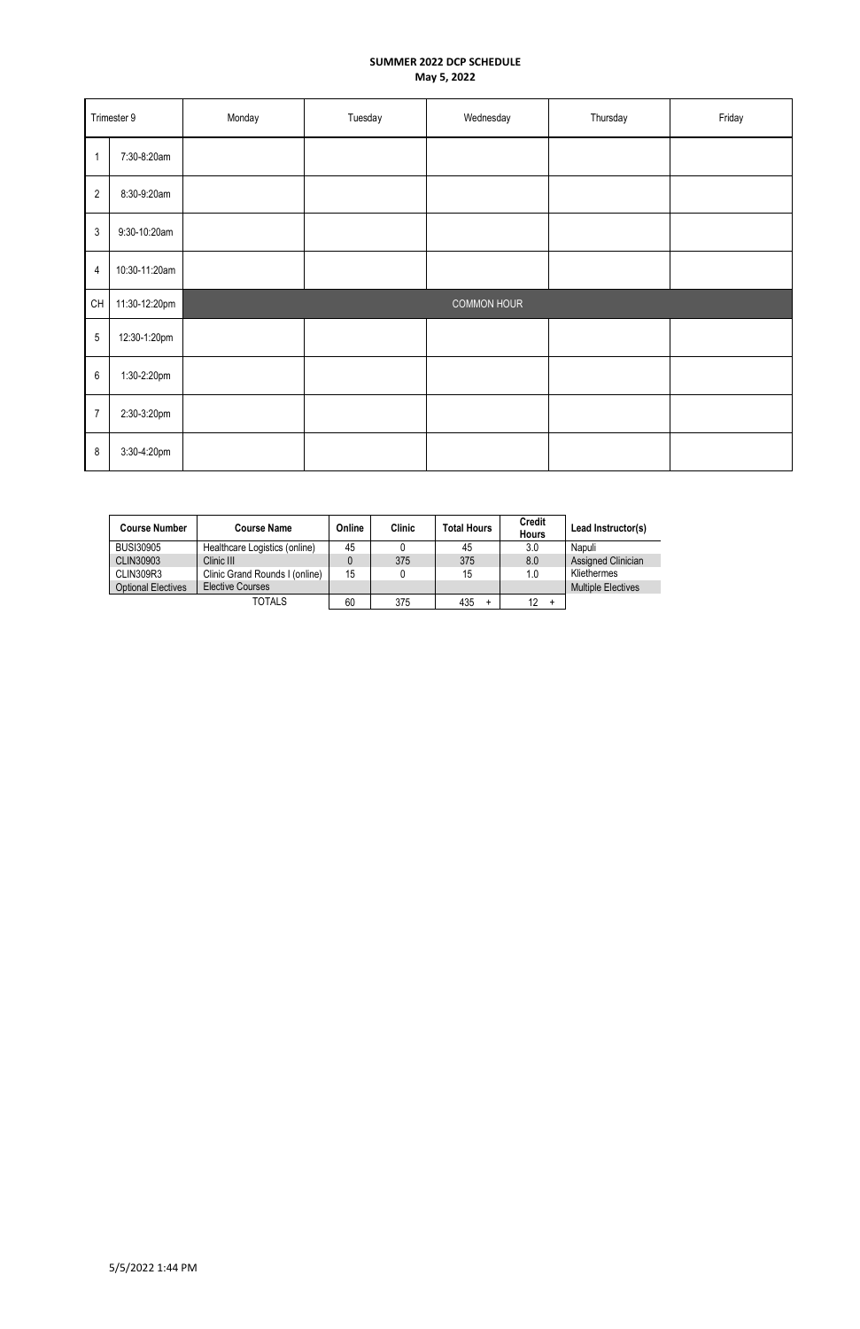**SUMMER 2022 DCP SCHEDULE**
**May 5, 2022**

| Trimester 9 | | Monday | Tuesday | Wednesday | Thursday | Friday |
|---|---|---|---|---|---|---|
| 1 | 7:30-8:20am | | | | | |
| 2 | 8:30-9:20am | | | | | |
| 3 | 9:30-10:20am | | | | | |
| 4 | 10:30-11:20am | | | | | |
| CH | 11:30-12:20pm | COMMON HOUR | | | | |
| 5 | 12:30-1:20pm | | | | | |
| 6 | 1:30-2:20pm | | | | | |
| 7 | 2:30-3:20pm | | | | | |
| 8 | 3:30-4:20pm | | | | | |

| Course Number | Course Name | Online | Clinic | Total Hours | Credit Hours | Lead Instructor(s) |
|---|---|---|---|---|---|---|
| BUSI30905 | Healthcare Logistics (online) | 45 | 0 | 45 | 3.0 | Napuli |
| CLIN30903 | Clinic III | 0 | 375 | 375 | 8.0 | Assigned Clinician |
| CLIN309R3 | Clinic Grand Rounds I (online) | 15 | 0 | 15 | 1.0 | Kliethermes |
| Optional Electives | Elective Courses | | | | | Multiple Electives |
| | TOTALS | 60 | 375 | 435 + | 12 + | |

5/5/2022 1:44 PM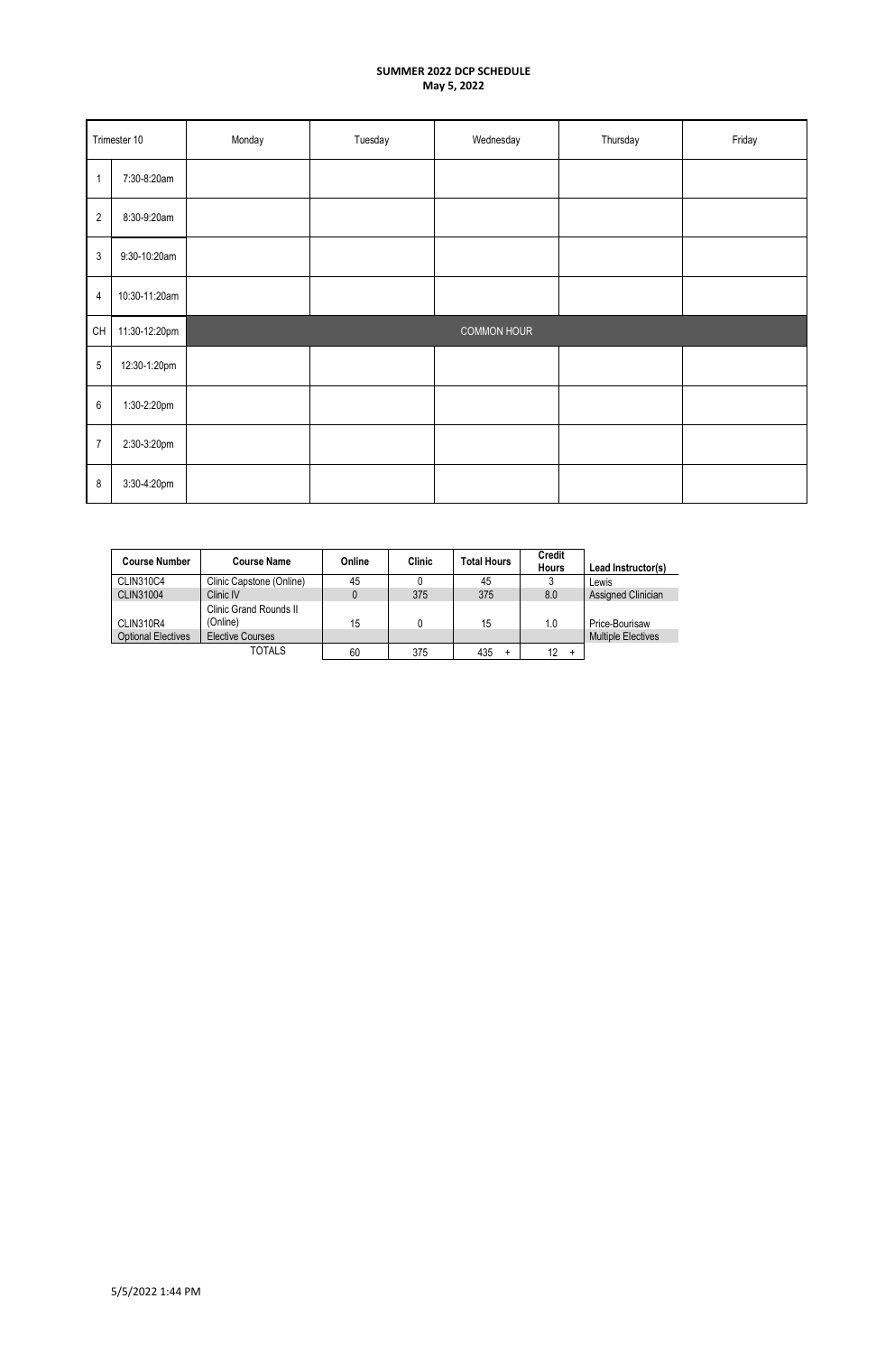**SUMMER 2022 DCP SCHEDULE**
**May 5, 2022**

| Trimester 10 | | Monday | Tuesday | Wednesday | Thursday | Friday |
|---|---|---|---|---|---|---|
| 1 | 7:30-8:20am | | | | | |
| 2 | 8:30-9:20am | | | | | |
| 3 | 9:30-10:20am | | | | | |
| 4 | 10:30-11:20am | | | | | |
| CH | 11:30-12:20pm | COMMON HOUR | | | | |
| 5 | 12:30-1:20pm | | | | | |
| 6 | 1:30-2:20pm | | | | | |
| 7 | 2:30-3:20pm | | | | | |
| 8 | 3:30-4:20pm | | | | | |

| Course Number | Course Name | Online | Clinic | Total Hours | Credit Hours | Lead Instructor(s) |
|---|---|---|---|---|---|---|
| CLIN310C4 | Clinic Capstone (Online) | 45 | 0 | 45 | 3 | Lewis |
| CLIN31004 | Clinic IV | 0 | 375 | 375 | 8.0 | Assigned Clinician |
| CLIN310R4 | Clinic Grand Rounds II (Online) | 15 | 0 | 15 | 1.0 | Price-Bourisaw |
| Optional Electives | Elective Courses | | | | | Multiple Electives |
| | TOTALS | 60 | 375 | 435 + | 12 + | |

5/5/2022 1:44 PM